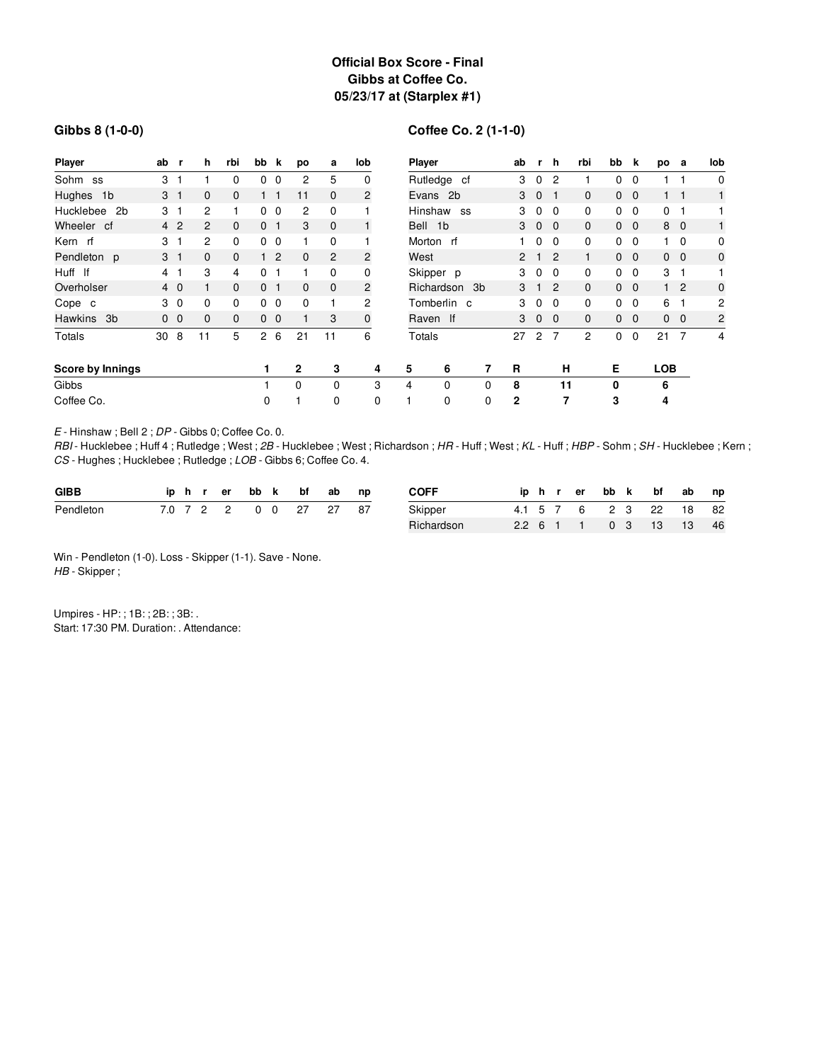# Official Box Score - Final
## Gibbs at Coffee Co.
### 05/23/17 at (Starplex #1)

**Gibbs 8 (1-0-0)**

| Player | ab | r | h | rbi | bb | k | po | a | lob |
|---|---|---|---|---|---|---|---|---|---|
| Sohm ss | 3 | 1 | 1 | 0 | 0 | 0 | 2 | 5 | 0 |
| Hughes 1b | 3 | 1 | 0 | 0 | 1 | 1 | 11 | 0 | 2 |
| Hucklebee 2b | 3 | 1 | 2 | 1 | 0 | 0 | 2 | 0 | 1 |
| Wheeler cf | 4 | 2 | 2 | 0 | 0 | 1 | 3 | 0 | 1 |
| Kern rf | 3 | 1 | 2 | 0 | 0 | 0 | 1 | 0 | 1 |
| Pendleton p | 3 | 1 | 0 | 0 | 1 | 2 | 0 | 2 | 2 |
| Huff lf | 4 | 1 | 3 | 4 | 0 | 1 | 1 | 0 | 0 |
| Overholser | 4 | 0 | 1 | 0 | 0 | 1 | 0 | 0 | 2 |
| Cope c | 3 | 0 | 0 | 0 | 0 | 0 | 0 | 1 | 2 |
| Hawkins 3b | 0 | 0 | 0 | 0 | 0 | 0 | 1 | 3 | 0 |
| Totals | 30 | 8 | 11 | 5 | 2 | 6 | 21 | 11 | 6 |

**Coffee Co. 2 (1-1-0)**

| Player | ab | r | h | rbi | bb | k | po | a | lob |
|---|---|---|---|---|---|---|---|---|---|
| Rutledge cf | 3 | 0 | 2 | 1 | 0 | 0 | 1 | 1 | 0 |
| Evans 2b | 3 | 0 | 1 | 0 | 0 | 0 | 1 | 1 | 1 |
| Hinshaw ss | 3 | 0 | 0 | 0 | 0 | 0 | 0 | 1 | 1 |
| Bell 1b | 3 | 0 | 0 | 0 | 0 | 0 | 8 | 0 | 1 |
| Morton rf | 1 | 0 | 0 | 0 | 0 | 0 | 1 | 0 | 0 |
| West | 2 | 1 | 2 | 1 | 0 | 0 | 0 | 0 | 0 |
| Skipper p | 3 | 0 | 0 | 0 | 0 | 0 | 3 | 1 | 1 |
| Richardson 3b | 3 | 1 | 2 | 0 | 0 | 0 | 1 | 2 | 0 |
| Tomberlin c | 3 | 0 | 0 | 0 | 0 | 0 | 6 | 1 | 2 |
| Raven lf | 3 | 0 | 0 | 0 | 0 | 0 | 0 | 0 | 2 |
| Totals | 27 | 2 | 7 | 2 | 0 | 0 | 21 | 7 | 4 |

| Score by Innings | 1 | 2 | 3 | 4 | 5 | 6 | 7 | R | H | E | LOB |
|---|---|---|---|---|---|---|---|---|---|---|---|
| Gibbs | 1 | 0 | 0 | 3 | 4 | 0 | 0 | 8 | 11 | 0 | 6 |
| Coffee Co. | 0 | 1 | 0 | 0 | 1 | 0 | 0 | 2 | 7 | 3 | 4 |

*E* - Hinshaw ; Bell 2 ; *DP* - Gibbs 0; Coffee Co. 0.
*RBI* - Hucklebee ; Huff 4 ; Rutledge ; West ; *2B* - Hucklebee ; West ; Richardson ; *HR* - Huff ; West ; *KL* - Huff ; *HBP* - Sohm ; *SH* - Hucklebee ; Kern ; *CS* - Hughes ; Hucklebee ; Rutledge ; *LOB* - Gibbs 6; Coffee Co. 4.

| GIBB | ip | h | r | er | bb | k | bf | ab | np |
|---|---|---|---|---|---|---|---|---|---|
| Pendleton | 7.0 | 7 | 2 | 2 | 0 | 0 | 27 | 27 | 87 |

| COFF | ip | h | r | er | bb | k | bf | ab | np |
|---|---|---|---|---|---|---|---|---|---|
| Skipper | 4.1 | 5 | 7 | 6 | 2 | 3 | 22 | 18 | 82 |
| Richardson | 2.2 | 6 | 1 | 1 | 0 | 3 | 13 | 13 | 46 |

Win - Pendleton (1-0). Loss - Skipper (1-1). Save - None.
*HB* - Skipper ;

Umpires - HP: ; 1B: ; 2B: ; 3B: .
Start: 17:30 PM. Duration: . Attendance: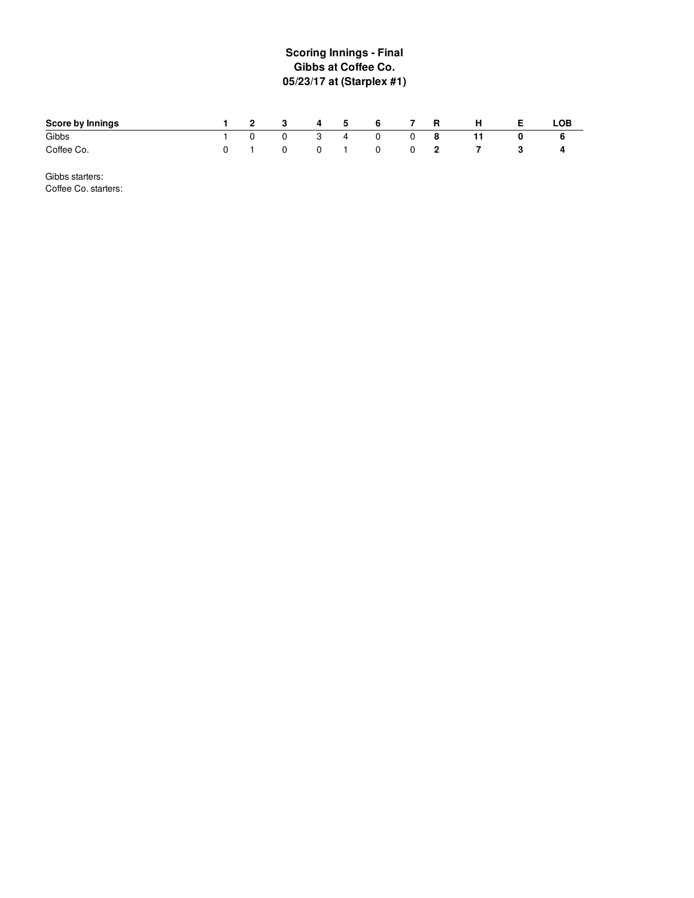# Scoring Innings - Final
## Gibbs at Coffee Co.
## 05/23/17 at (Starplex #1)

| Score by Innings | 1 | 2 | 3 | 4 | 5 | 6 | 7 | R | H | E | LOB |
|---|---|---|---|---|---|---|---|---|---|---|---|
| Gibbs | 1 | 0 | 0 | 3 | 4 | 0 | 0 | **8** | **11** | **0** | **6** |
| Coffee Co. | 0 | 1 | 0 | 0 | 1 | 0 | 0 | **2** | **7** | **3** | **4** |

Gibbs starters:
Coffee Co. starters: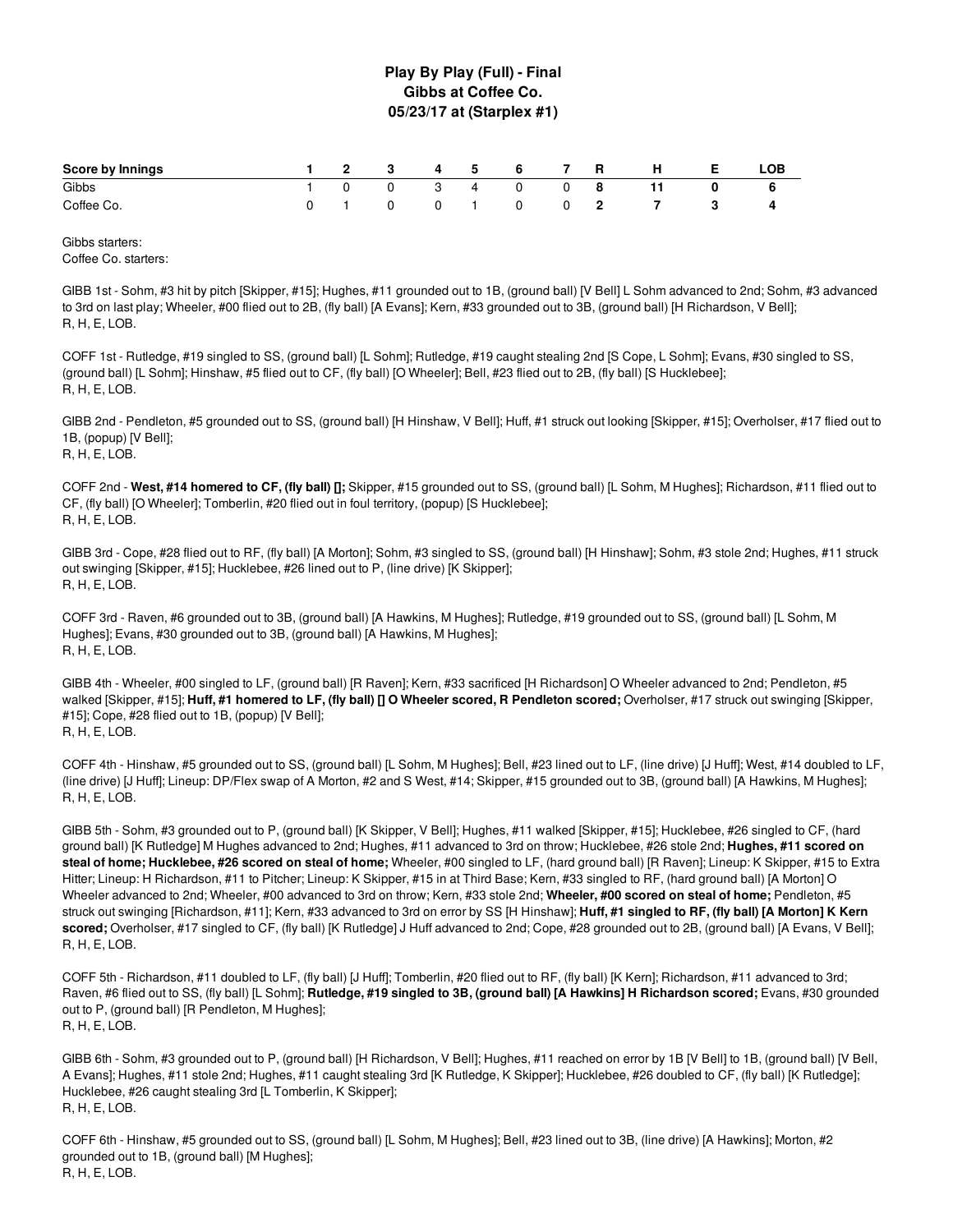# Play By Play (Full) - Final
## Gibbs at Coffee Co.
## 05/23/17 at (Starplex #1)

| Score by Innings | 1 | 2 | 3 | 4 | 5 | 6 | 7 | R | H | E | LOB |
|---|---|---|---|---|---|---|---|---|---|---|---|
| Gibbs | 1 | 0 | 0 | 3 | 4 | 0 | 0 | 8 | 11 | 0 | 6 |
| Coffee Co. | 0 | 1 | 0 | 0 | 1 | 0 | 0 | 2 | 7 | 3 | 4 |

Gibbs starters:
Coffee Co. starters:

GIBB 1st - Sohm, #3 hit by pitch [Skipper, #15]; Hughes, #11 grounded out to 1B, (ground ball) [V Bell] L Sohm advanced to 2nd; Sohm, #3 advanced to 3rd on last play; Wheeler, #00 flied out to 2B, (fly ball) [A Evans]; Kern, #33 grounded out to 3B, (ground ball) [H Richardson, V Bell];
R, H, E, LOB.

COFF 1st - Rutledge, #19 singled to SS, (ground ball) [L Sohm]; Rutledge, #19 caught stealing 2nd [S Cope, L Sohm]; Evans, #30 singled to SS, (ground ball) [L Sohm]; Hinshaw, #5 flied out to CF, (fly ball) [O Wheeler]; Bell, #23 flied out to 2B, (fly ball) [S Hucklebee];
R, H, E, LOB.

GIBB 2nd - Pendleton, #5 grounded out to SS, (ground ball) [H Hinshaw, V Bell]; Huff, #1 struck out looking [Skipper, #15]; Overholser, #17 flied out to 1B, (popup) [V Bell];
R, H, E, LOB.

COFF 2nd - **West, #14 homered to CF, (fly ball) [];** Skipper, #15 grounded out to SS, (ground ball) [L Sohm, M Hughes]; Richardson, #11 flied out to CF, (fly ball) [O Wheeler]; Tomberlin, #20 flied out in foul territory, (popup) [S Hucklebee];
R, H, E, LOB.

GIBB 3rd - Cope, #28 flied out to RF, (fly ball) [A Morton]; Sohm, #3 singled to SS, (ground ball) [H Hinshaw]; Sohm, #3 stole 2nd; Hughes, #11 struck out swinging [Skipper, #15]; Hucklebee, #26 lined out to P, (line drive) [K Skipper];
R, H, E, LOB.

COFF 3rd - Raven, #6 grounded out to 3B, (ground ball) [A Hawkins, M Hughes]; Rutledge, #19 grounded out to SS, (ground ball) [L Sohm, M Hughes]; Evans, #30 grounded out to 3B, (ground ball) [A Hawkins, M Hughes];
R, H, E, LOB.

GIBB 4th - Wheeler, #00 singled to LF, (ground ball) [R Raven]; Kern, #33 sacrificed [H Richardson] O Wheeler advanced to 2nd; Pendleton, #5 walked [Skipper, #15]; **Huff, #1 homered to LF, (fly ball) [] O Wheeler scored, R Pendleton scored;** Overholser, #17 struck out swinging [Skipper, #15]; Cope, #28 flied out to 1B, (popup) [V Bell];
R, H, E, LOB.

COFF 4th - Hinshaw, #5 grounded out to SS, (ground ball) [L Sohm, M Hughes]; Bell, #23 lined out to LF, (line drive) [J Huff]; West, #14 doubled to LF, (line drive) [J Huff]; Lineup: DP/Flex swap of A Morton, #2 and S West, #14; Skipper, #15 grounded out to 3B, (ground ball) [A Hawkins, M Hughes];
R, H, E, LOB.

GIBB 5th - Sohm, #3 grounded out to P, (ground ball) [K Skipper, V Bell]; Hughes, #11 walked [Skipper, #15]; Hucklebee, #26 singled to CF, (hard ground ball) [K Rutledge] M Hughes advanced to 2nd; Hughes, #11 advanced to 3rd on throw; Hucklebee, #26 stole 2nd; **Hughes, #11 scored on steal of home; Hucklebee, #26 scored on steal of home;** Wheeler, #00 singled to LF, (hard ground ball) [R Raven]; Lineup: K Skipper, #15 to Extra Hitter; Lineup: H Richardson, #11 to Pitcher; Lineup: K Skipper, #15 in at Third Base; Kern, #33 singled to RF, (hard ground ball) [A Morton] O Wheeler advanced to 2nd; Wheeler, #00 advanced to 3rd on throw; Kern, #33 stole 2nd; **Wheeler, #00 scored on steal of home;** Pendleton, #5 struck out swinging [Richardson, #11]; Kern, #33 advanced to 3rd on error by SS [H Hinshaw]; **Huff, #1 singled to RF, (fly ball) [A Morton] K Kern scored;** Overholser, #17 singled to CF, (fly ball) [K Rutledge] J Huff advanced to 2nd; Cope, #28 grounded out to 2B, (ground ball) [A Evans, V Bell];
R, H, E, LOB.

COFF 5th - Richardson, #11 doubled to LF, (fly ball) [J Huff]; Tomberlin, #20 flied out to RF, (fly ball) [K Kern]; Richardson, #11 advanced to 3rd; Raven, #6 flied out to SS, (fly ball) [L Sohm]; **Rutledge, #19 singled to 3B, (ground ball) [A Hawkins] H Richardson scored;** Evans, #30 grounded out to P, (ground ball) [R Pendleton, M Hughes];
R, H, E, LOB.

GIBB 6th - Sohm, #3 grounded out to P, (ground ball) [H Richardson, V Bell]; Hughes, #11 reached on error by 1B [V Bell] to 1B, (ground ball) [V Bell, A Evans]; Hughes, #11 stole 2nd; Hughes, #11 caught stealing 3rd [K Rutledge, K Skipper]; Hucklebee, #26 doubled to CF, (fly ball) [K Rutledge]; Hucklebee, #26 caught stealing 3rd [L Tomberlin, K Skipper];
R, H, E, LOB.

COFF 6th - Hinshaw, #5 grounded out to SS, (ground ball) [L Sohm, M Hughes]; Bell, #23 lined out to 3B, (line drive) [A Hawkins]; Morton, #2 grounded out to 1B, (ground ball) [M Hughes];
R, H, E, LOB.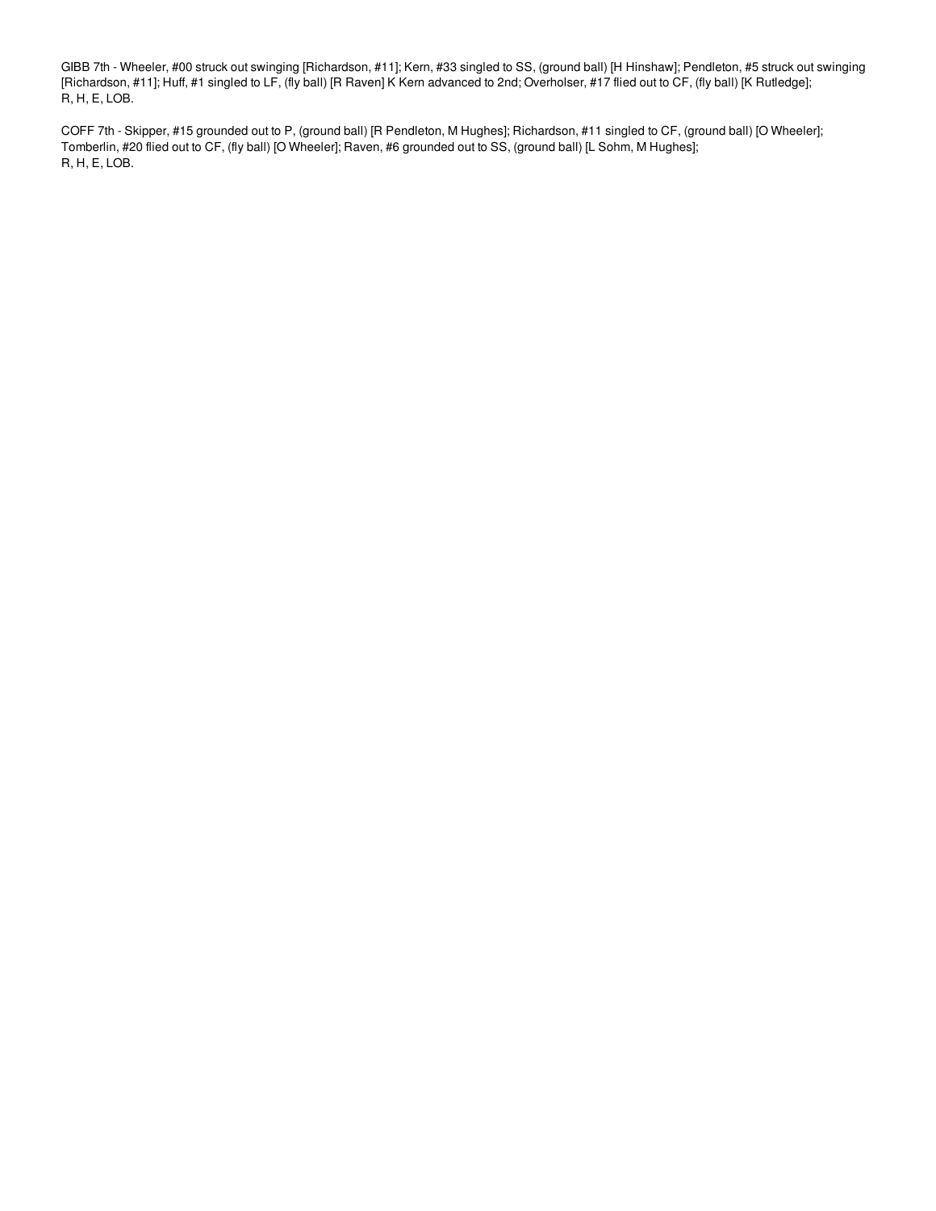GIBB 7th - Wheeler, #00 struck out swinging [Richardson, #11]; Kern, #33 singled to SS, (ground ball) [H Hinshaw]; Pendleton, #5 struck out swinging [Richardson, #11]; Huff, #1 singled to LF, (fly ball) [R Raven] K Kern advanced to 2nd; Overholser, #17 flied out to CF, (fly ball) [K Rutledge]; R, H, E, LOB.

COFF 7th - Skipper, #15 grounded out to P, (ground ball) [R Pendleton, M Hughes]; Richardson, #11 singled to CF, (ground ball) [O Wheeler]; Tomberlin, #20 flied out to CF, (fly ball) [O Wheeler]; Raven, #6 grounded out to SS, (ground ball) [L Sohm, M Hughes]; R, H, E, LOB.